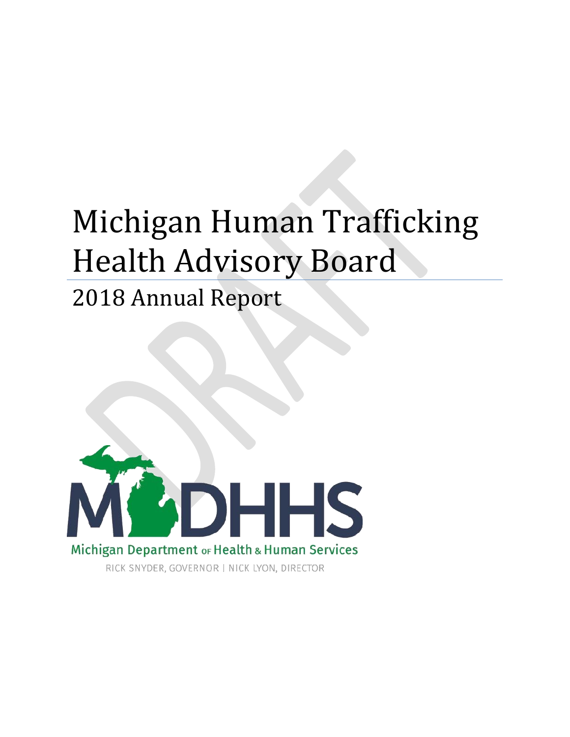# Michigan Human Trafficking Health Advisory Board

## 2018 Annual Report

MDHHS

Michigan Department of Health & Human Services

RICK SNYDER, GOVERNOR | NICK LYON, DIRECTOR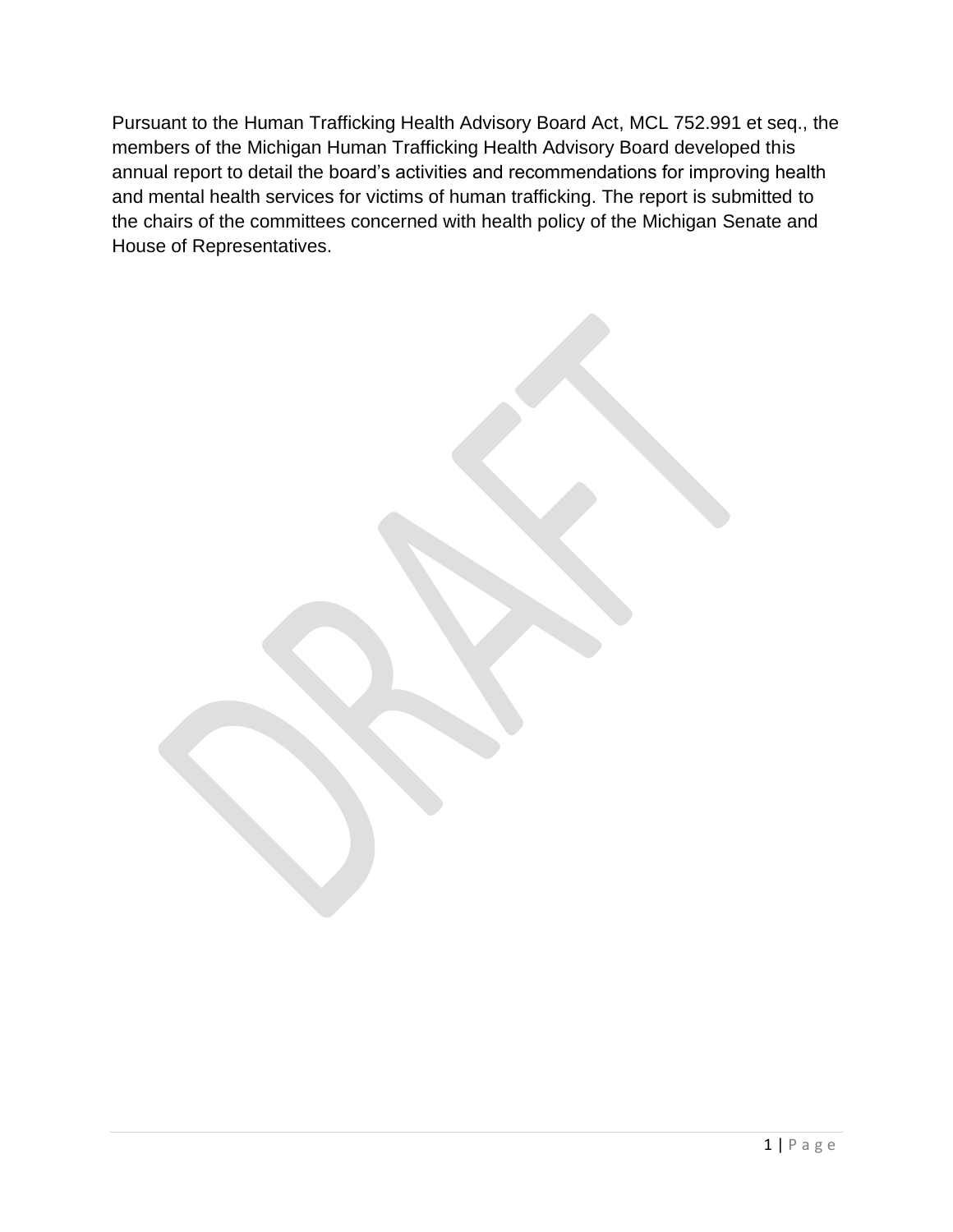Pursuant to the Human Trafficking Health Advisory Board Act, MCL 752.991 et seq., the members of the Michigan Human Trafficking Health Advisory Board developed this annual report to detail the board's activities and recommendations for improving health and mental health services for victims of human trafficking. The report is submitted to the chairs of the committees concerned with health policy of the Michigan Senate and House of Representatives.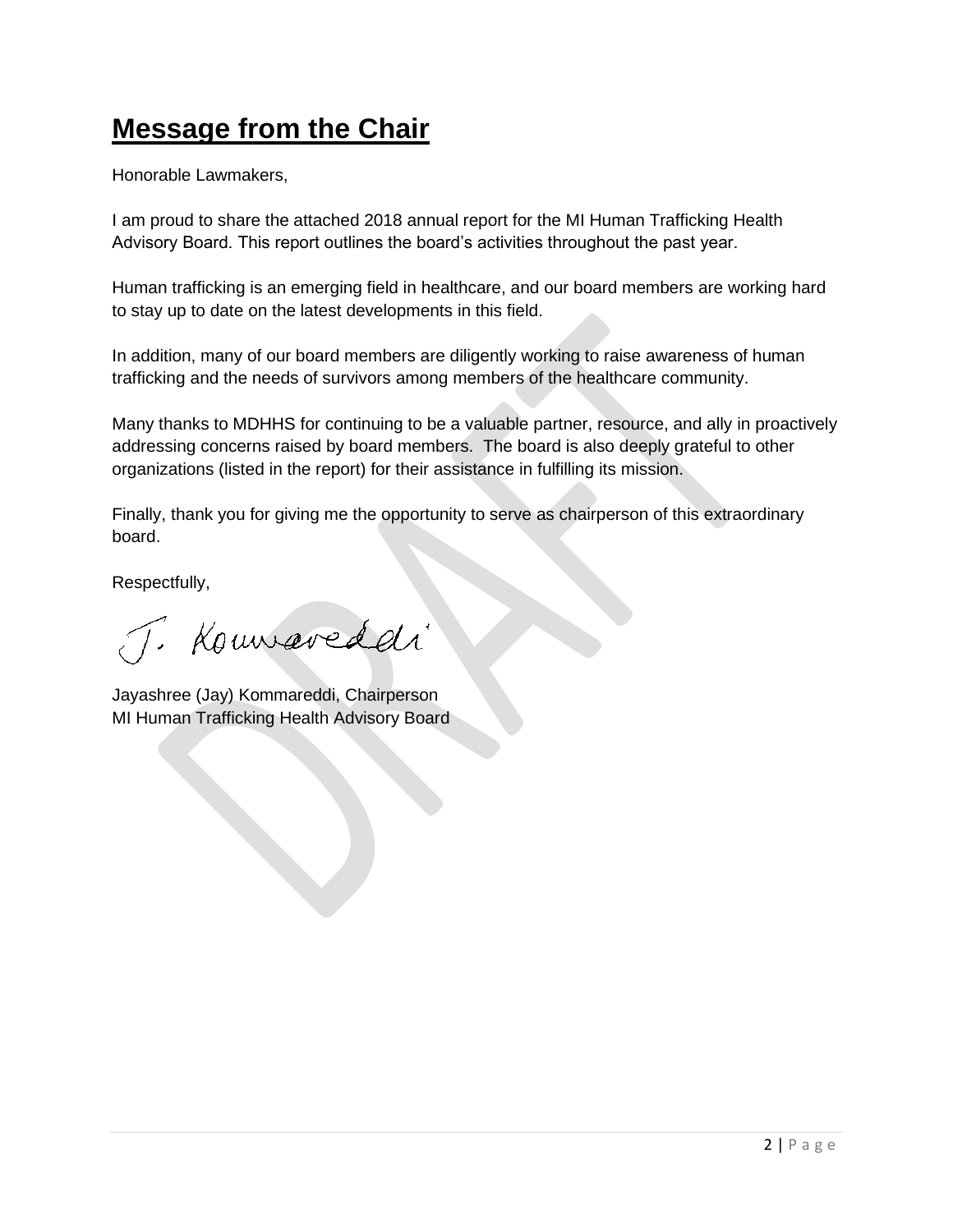# Message from the Chair

Honorable Lawmakers,

I am proud to share the attached 2018 annual report for the MI Human Trafficking Health Advisory Board. This report outlines the board's activities throughout the past year.

Human trafficking is an emerging field in healthcare, and our board members are working hard to stay up to date on the latest developments in this field.

In addition, many of our board members are diligently working to raise awareness of human trafficking and the needs of survivors among members of the healthcare community.

Many thanks to MDHHS for continuing to be a valuable partner, resource, and ally in proactively addressing concerns raised by board members. The board is also deeply grateful to other organizations (listed in the report) for their assistance in fulfilling its mission.

Finally, thank you for giving me the opportunity to serve as chairperson of this extraordinary board.

Respectfully,

J. Kommareddi

Jayashree (Jay) Kommareddi, Chairperson
MI Human Trafficking Health Advisory Board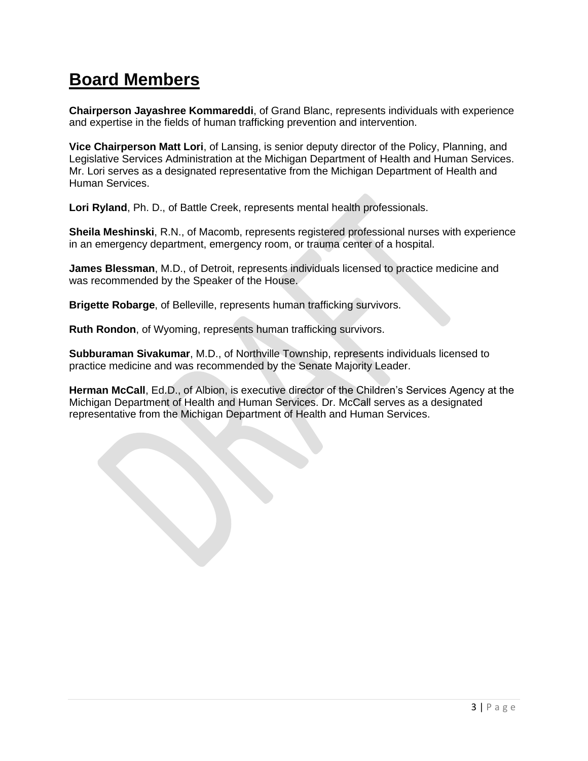# Board Members

**Chairperson Jayashree Kommareddi**, of Grand Blanc, represents individuals with experience and expertise in the fields of human trafficking prevention and intervention.

**Vice Chairperson Matt Lori**, of Lansing, is senior deputy director of the Policy, Planning, and Legislative Services Administration at the Michigan Department of Health and Human Services. Mr. Lori serves as a designated representative from the Michigan Department of Health and Human Services.

**Lori Ryland**, Ph. D., of Battle Creek, represents mental health professionals.

**Sheila Meshinski**, R.N., of Macomb, represents registered professional nurses with experience in an emergency department, emergency room, or trauma center of a hospital.

**James Blessman**, M.D., of Detroit, represents individuals licensed to practice medicine and was recommended by the Speaker of the House.

**Brigette Robarge**, of Belleville, represents human trafficking survivors.

**Ruth Rondon**, of Wyoming, represents human trafficking survivors.

**Subburaman Sivakumar**, M.D., of Northville Township, represents individuals licensed to practice medicine and was recommended by the Senate Majority Leader.

**Herman McCall**, Ed.D., of Albion, is executive director of the Children's Services Agency at the Michigan Department of Health and Human Services. Dr. McCall serves as a designated representative from the Michigan Department of Health and Human Services.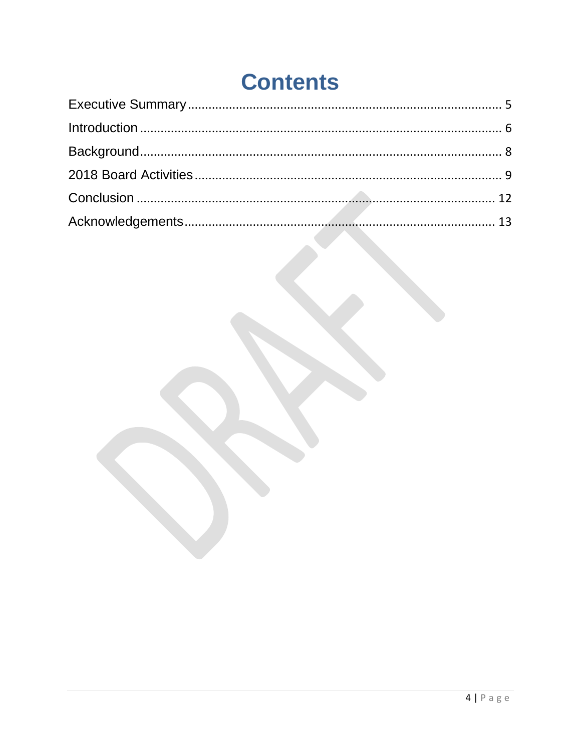# Contents

Executive Summary .......................................................................................... 5

Introduction ........................................................................................................ 6

Background ......................................................................................................... 8

2018 Board Activities ......................................................................................... 9

Conclusion ........................................................................................................ 12

Acknowledgements .......................................................................................... 13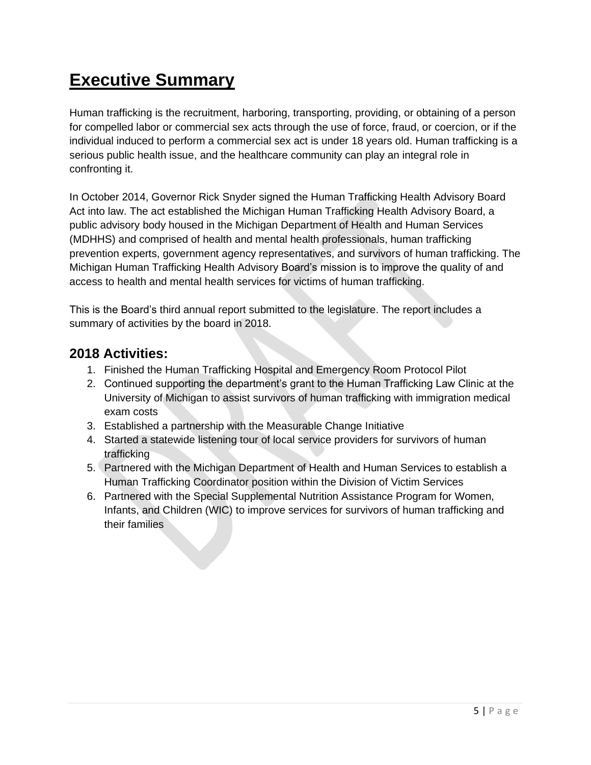# Executive Summary

Human trafficking is the recruitment, harboring, transporting, providing, or obtaining of a person for compelled labor or commercial sex acts through the use of force, fraud, or coercion, or if the individual induced to perform a commercial sex act is under 18 years old. Human trafficking is a serious public health issue, and the healthcare community can play an integral role in confronting it.

In October 2014, Governor Rick Snyder signed the Human Trafficking Health Advisory Board Act into law. The act established the Michigan Human Trafficking Health Advisory Board, a public advisory body housed in the Michigan Department of Health and Human Services (MDHHS) and comprised of health and mental health professionals, human trafficking prevention experts, government agency representatives, and survivors of human trafficking. The Michigan Human Trafficking Health Advisory Board's mission is to improve the quality of and access to health and mental health services for victims of human trafficking.

This is the Board's third annual report submitted to the legislature. The report includes a summary of activities by the board in 2018.

## 2018 Activities:

1. Finished the Human Trafficking Hospital and Emergency Room Protocol Pilot
2. Continued supporting the department's grant to the Human Trafficking Law Clinic at the University of Michigan to assist survivors of human trafficking with immigration medical exam costs
3. Established a partnership with the Measurable Change Initiative
4. Started a statewide listening tour of local service providers for survivors of human trafficking
5. Partnered with the Michigan Department of Health and Human Services to establish a Human Trafficking Coordinator position within the Division of Victim Services
6. Partnered with the Special Supplemental Nutrition Assistance Program for Women, Infants, and Children (WIC) to improve services for survivors of human trafficking and their families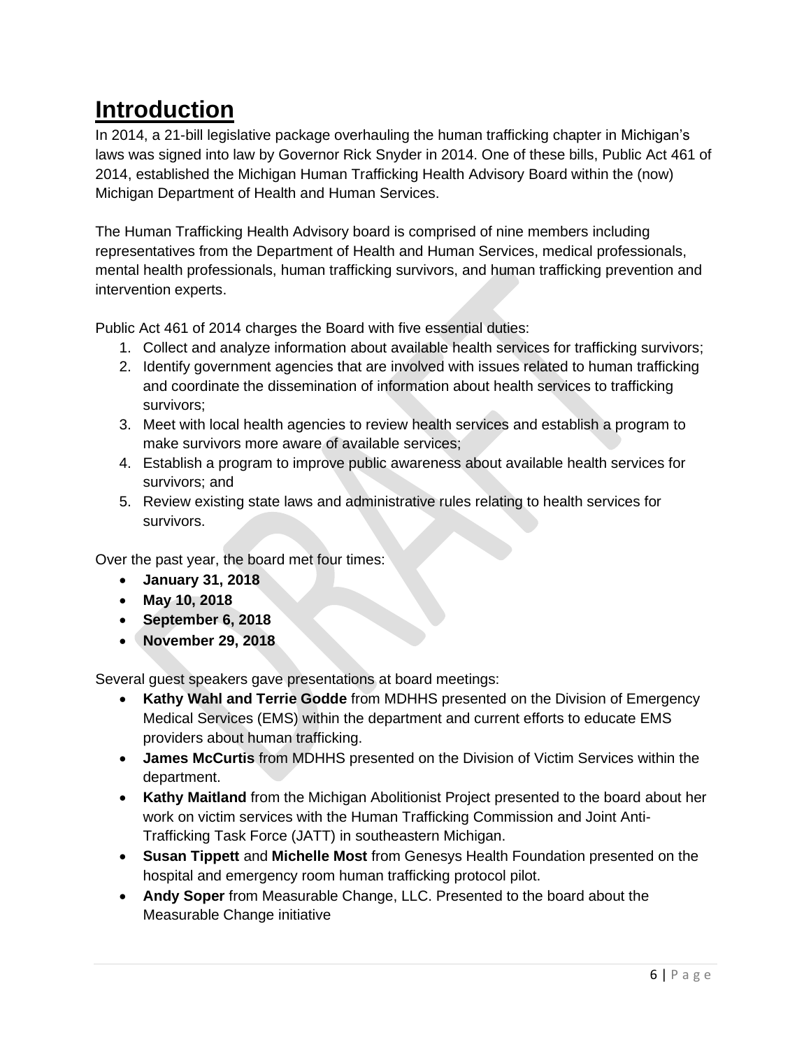# Introduction

In 2014, a 21-bill legislative package overhauling the human trafficking chapter in Michigan's laws was signed into law by Governor Rick Snyder in 2014. One of these bills, Public Act 461 of 2014, established the Michigan Human Trafficking Health Advisory Board within the (now) Michigan Department of Health and Human Services.

The Human Trafficking Health Advisory board is comprised of nine members including representatives from the Department of Health and Human Services, medical professionals, mental health professionals, human trafficking survivors, and human trafficking prevention and intervention experts.

Public Act 461 of 2014 charges the Board with five essential duties:

1. Collect and analyze information about available health services for trafficking survivors;
2. Identify government agencies that are involved with issues related to human trafficking and coordinate the dissemination of information about health services to trafficking survivors;
3. Meet with local health agencies to review health services and establish a program to make survivors more aware of available services;
4. Establish a program to improve public awareness about available health services for survivors; and
5. Review existing state laws and administrative rules relating to health services for survivors.

Over the past year, the board met four times:

- **January 31, 2018**
- **May 10, 2018**
- **September 6, 2018**
- **November 29, 2018**

Several guest speakers gave presentations at board meetings:

- **Kathy Wahl and Terrie Godde** from MDHHS presented on the Division of Emergency Medical Services (EMS) within the department and current efforts to educate EMS providers about human trafficking.
- **James McCurtis** from MDHHS presented on the Division of Victim Services within the department.
- **Kathy Maitland** from the Michigan Abolitionist Project presented to the board about her work on victim services with the Human Trafficking Commission and Joint Anti-Trafficking Task Force (JATT) in southeastern Michigan.
- **Susan Tippett** and **Michelle Most** from Genesys Health Foundation presented on the hospital and emergency room human trafficking protocol pilot.
- **Andy Soper** from Measurable Change, LLC. Presented to the board about the Measurable Change initiative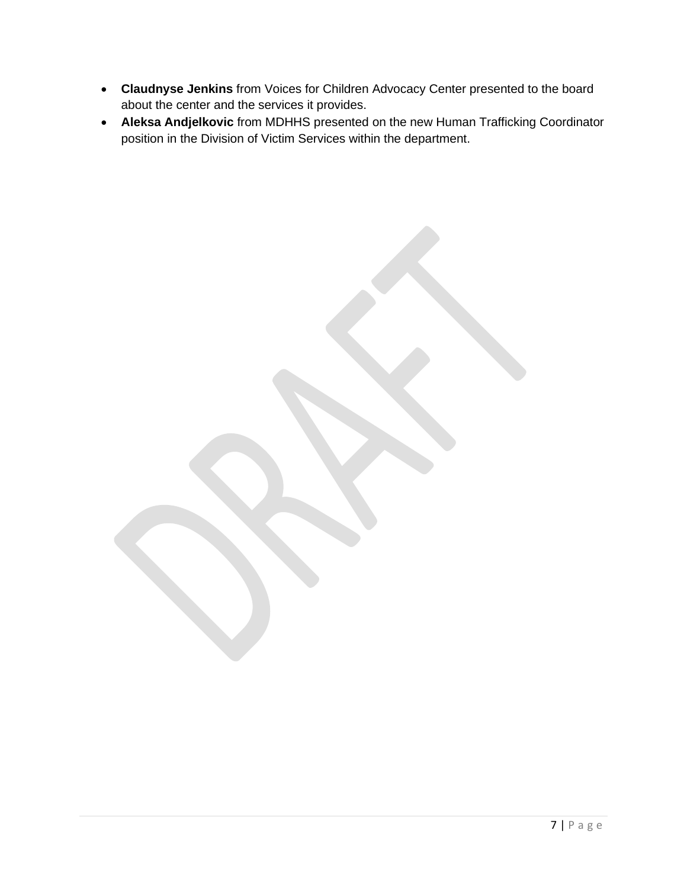- **Claudnyse Jenkins** from Voices for Children Advocacy Center presented to the board about the center and the services it provides.
- **Aleksa Andjelkovic** from MDHHS presented on the new Human Trafficking Coordinator position in the Division of Victim Services within the department.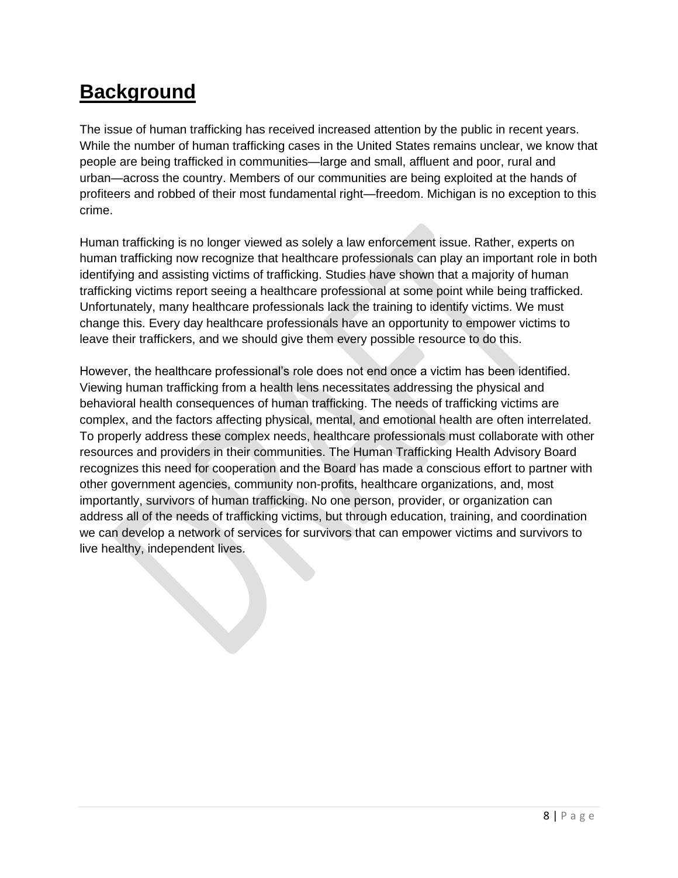# Background

The issue of human trafficking has received increased attention by the public in recent years. While the number of human trafficking cases in the United States remains unclear, we know that people are being trafficked in communities—large and small, affluent and poor, rural and urban—across the country. Members of our communities are being exploited at the hands of profiteers and robbed of their most fundamental right—freedom. Michigan is no exception to this crime.

Human trafficking is no longer viewed as solely a law enforcement issue. Rather, experts on human trafficking now recognize that healthcare professionals can play an important role in both identifying and assisting victims of trafficking. Studies have shown that a majority of human trafficking victims report seeing a healthcare professional at some point while being trafficked. Unfortunately, many healthcare professionals lack the training to identify victims. We must change this. Every day healthcare professionals have an opportunity to empower victims to leave their traffickers, and we should give them every possible resource to do this.

However, the healthcare professional's role does not end once a victim has been identified. Viewing human trafficking from a health lens necessitates addressing the physical and behavioral health consequences of human trafficking. The needs of trafficking victims are complex, and the factors affecting physical, mental, and emotional health are often interrelated. To properly address these complex needs, healthcare professionals must collaborate with other resources and providers in their communities. The Human Trafficking Health Advisory Board recognizes this need for cooperation and the Board has made a conscious effort to partner with other government agencies, community non-profits, healthcare organizations, and, most importantly, survivors of human trafficking. No one person, provider, or organization can address all of the needs of trafficking victims, but through education, training, and coordination we can develop a network of services for survivors that can empower victims and survivors to live healthy, independent lives.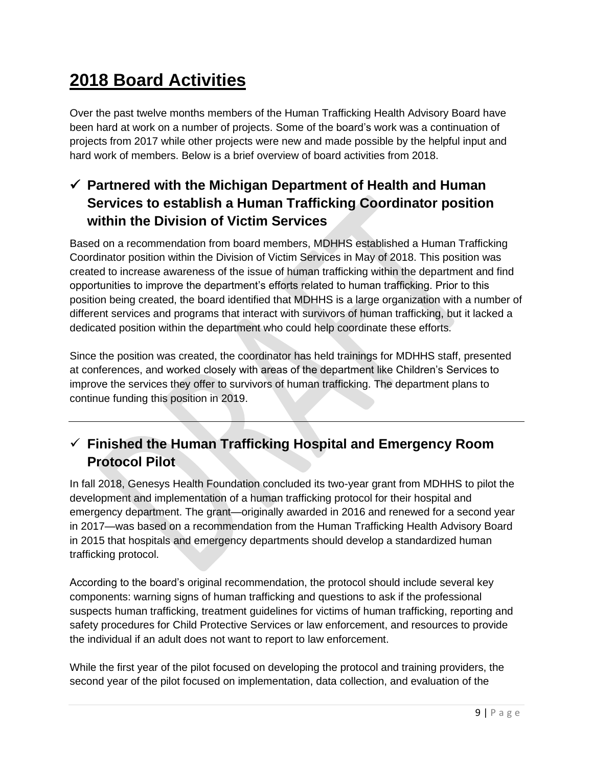# 2018 Board Activities

Over the past twelve months members of the Human Trafficking Health Advisory Board have been hard at work on a number of projects. Some of the board's work was a continuation of projects from 2017 while other projects were new and made possible by the helpful input and hard work of members. Below is a brief overview of board activities from 2018.

## ✓ Partnered with the Michigan Department of Health and Human Services to establish a Human Trafficking Coordinator position within the Division of Victim Services

Based on a recommendation from board members, MDHHS established a Human Trafficking Coordinator position within the Division of Victim Services in May of 2018. This position was created to increase awareness of the issue of human trafficking within the department and find opportunities to improve the department's efforts related to human trafficking. Prior to this position being created, the board identified that MDHHS is a large organization with a number of different services and programs that interact with survivors of human trafficking, but it lacked a dedicated position within the department who could help coordinate these efforts.

Since the position was created, the coordinator has held trainings for MDHHS staff, presented at conferences, and worked closely with areas of the department like Children's Services to improve the services they offer to survivors of human trafficking. The department plans to continue funding this position in 2019.

---

## ✓ Finished the Human Trafficking Hospital and Emergency Room Protocol Pilot

In fall 2018, Genesys Health Foundation concluded its two-year grant from MDHHS to pilot the development and implementation of a human trafficking protocol for their hospital and emergency department. The grant—originally awarded in 2016 and renewed for a second year in 2017—was based on a recommendation from the Human Trafficking Health Advisory Board in 2015 that hospitals and emergency departments should develop a standardized human trafficking protocol.

According to the board's original recommendation, the protocol should include several key components: warning signs of human trafficking and questions to ask if the professional suspects human trafficking, treatment guidelines for victims of human trafficking, reporting and safety procedures for Child Protective Services or law enforcement, and resources to provide the individual if an adult does not want to report to law enforcement.

While the first year of the pilot focused on developing the protocol and training providers, the second year of the pilot focused on implementation, data collection, and evaluation of the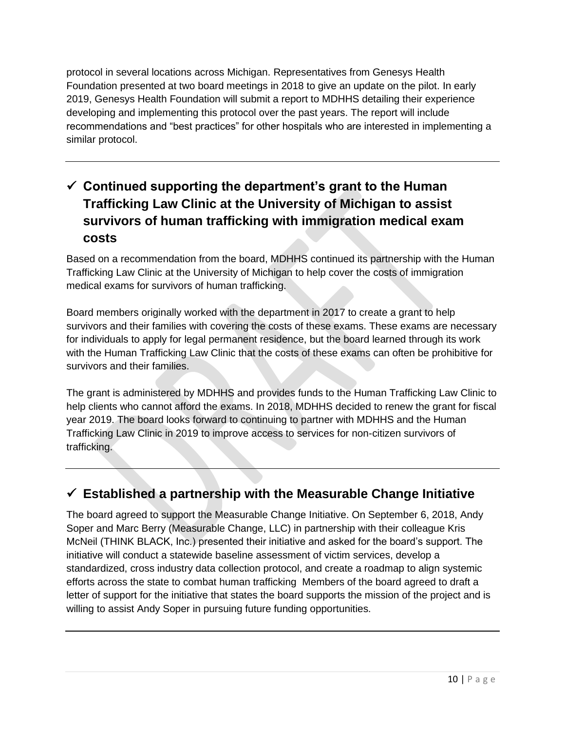protocol in several locations across Michigan. Representatives from Genesys Health Foundation presented at two board meetings in 2018 to give an update on the pilot. In early 2019, Genesys Health Foundation will submit a report to MDHHS detailing their experience developing and implementing this protocol over the past years. The report will include recommendations and "best practices" for other hospitals who are interested in implementing a similar protocol.

---

## ✓ Continued supporting the department's grant to the Human Trafficking Law Clinic at the University of Michigan to assist survivors of human trafficking with immigration medical exam costs

Based on a recommendation from the board, MDHHS continued its partnership with the Human Trafficking Law Clinic at the University of Michigan to help cover the costs of immigration medical exams for survivors of human trafficking.

Board members originally worked with the department in 2017 to create a grant to help survivors and their families with covering the costs of these exams. These exams are necessary for individuals to apply for legal permanent residence, but the board learned through its work with the Human Trafficking Law Clinic that the costs of these exams can often be prohibitive for survivors and their families.

The grant is administered by MDHHS and provides funds to the Human Trafficking Law Clinic to help clients who cannot afford the exams. In 2018, MDHHS decided to renew the grant for fiscal year 2019. The board looks forward to continuing to partner with MDHHS and the Human Trafficking Law Clinic in 2019 to improve access to services for non-citizen survivors of trafficking.

---

## ✓ Established a partnership with the Measurable Change Initiative

The board agreed to support the Measurable Change Initiative. On September 6, 2018, Andy Soper and Marc Berry (Measurable Change, LLC) in partnership with their colleague Kris McNeil (THINK BLACK, Inc.) presented their initiative and asked for the board's support. The initiative will conduct a statewide baseline assessment of victim services, develop a standardized, cross industry data collection protocol, and create a roadmap to align systemic efforts across the state to combat human trafficking  Members of the board agreed to draft a letter of support for the initiative that states the board supports the mission of the project and is willing to assist Andy Soper in pursuing future funding opportunities.

---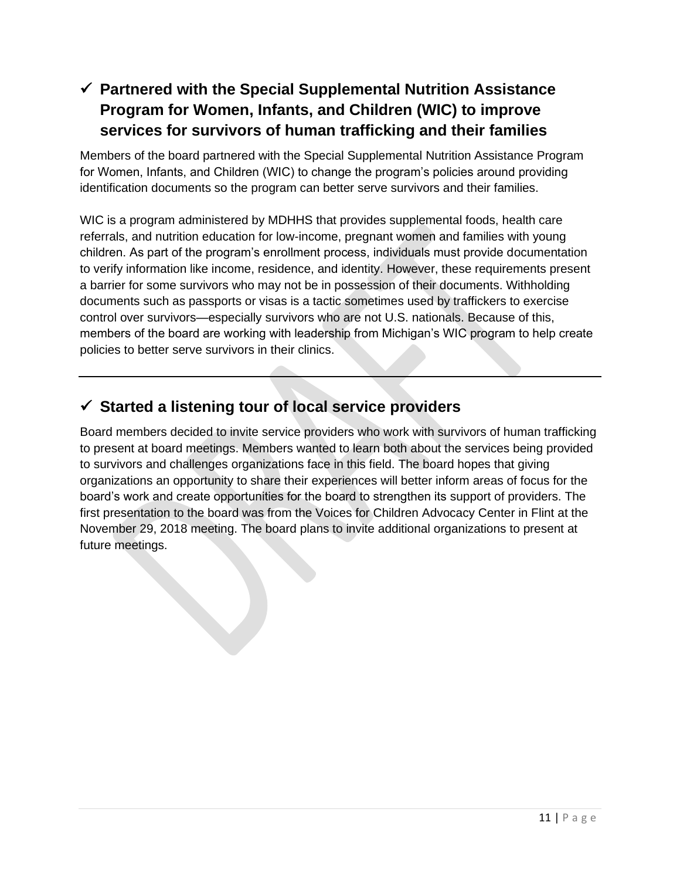## ✓ Partnered with the Special Supplemental Nutrition Assistance Program for Women, Infants, and Children (WIC) to improve services for survivors of human trafficking and their families

Members of the board partnered with the Special Supplemental Nutrition Assistance Program for Women, Infants, and Children (WIC) to change the program's policies around providing identification documents so the program can better serve survivors and their families.

WIC is a program administered by MDHHS that provides supplemental foods, health care referrals, and nutrition education for low-income, pregnant women and families with young children. As part of the program's enrollment process, individuals must provide documentation to verify information like income, residence, and identity. However, these requirements present a barrier for some survivors who may not be in possession of their documents. Withholding documents such as passports or visas is a tactic sometimes used by traffickers to exercise control over survivors—especially survivors who are not U.S. nationals. Because of this, members of the board are working with leadership from Michigan's WIC program to help create policies to better serve survivors in their clinics.

---

## ✓ Started a listening tour of local service providers

Board members decided to invite service providers who work with survivors of human trafficking to present at board meetings. Members wanted to learn both about the services being provided to survivors and challenges organizations face in this field. The board hopes that giving organizations an opportunity to share their experiences will better inform areas of focus for the board's work and create opportunities for the board to strengthen its support of providers. The first presentation to the board was from the Voices for Children Advocacy Center in Flint at the November 29, 2018 meeting. The board plans to invite additional organizations to present at future meetings.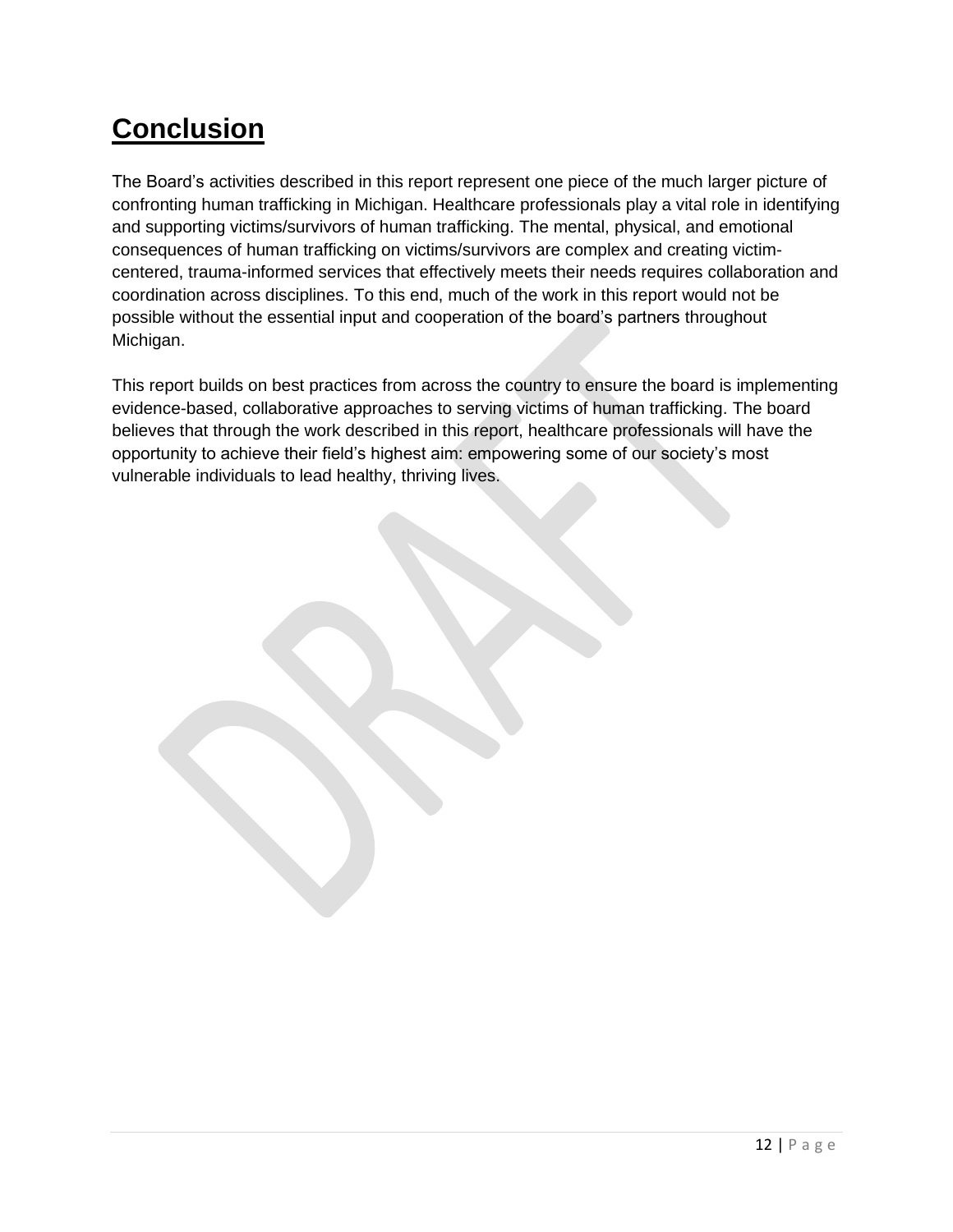# Conclusion

The Board's activities described in this report represent one piece of the much larger picture of confronting human trafficking in Michigan. Healthcare professionals play a vital role in identifying and supporting victims/survivors of human trafficking. The mental, physical, and emotional consequences of human trafficking on victims/survivors are complex and creating victim-centered, trauma-informed services that effectively meets their needs requires collaboration and coordination across disciplines. To this end, much of the work in this report would not be possible without the essential input and cooperation of the board's partners throughout Michigan.

This report builds on best practices from across the country to ensure the board is implementing evidence-based, collaborative approaches to serving victims of human trafficking. The board believes that through the work described in this report, healthcare professionals will have the opportunity to achieve their field's highest aim: empowering some of our society's most vulnerable individuals to lead healthy, thriving lives.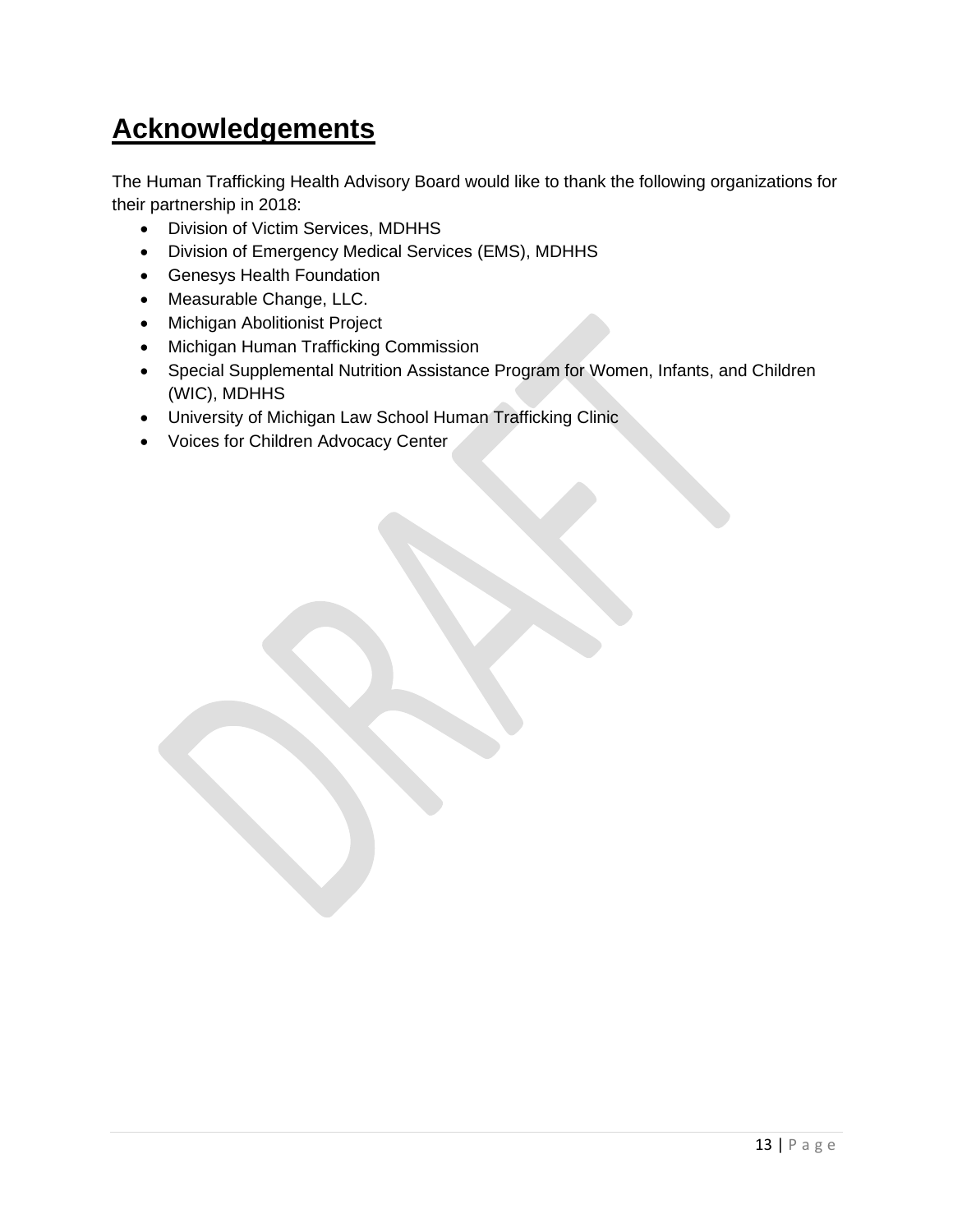# Acknowledgements

The Human Trafficking Health Advisory Board would like to thank the following organizations for their partnership in 2018:

- Division of Victim Services, MDHHS
- Division of Emergency Medical Services (EMS), MDHHS
- Genesys Health Foundation
- Measurable Change, LLC.
- Michigan Abolitionist Project
- Michigan Human Trafficking Commission
- Special Supplemental Nutrition Assistance Program for Women, Infants, and Children (WIC), MDHHS
- University of Michigan Law School Human Trafficking Clinic
- Voices for Children Advocacy Center